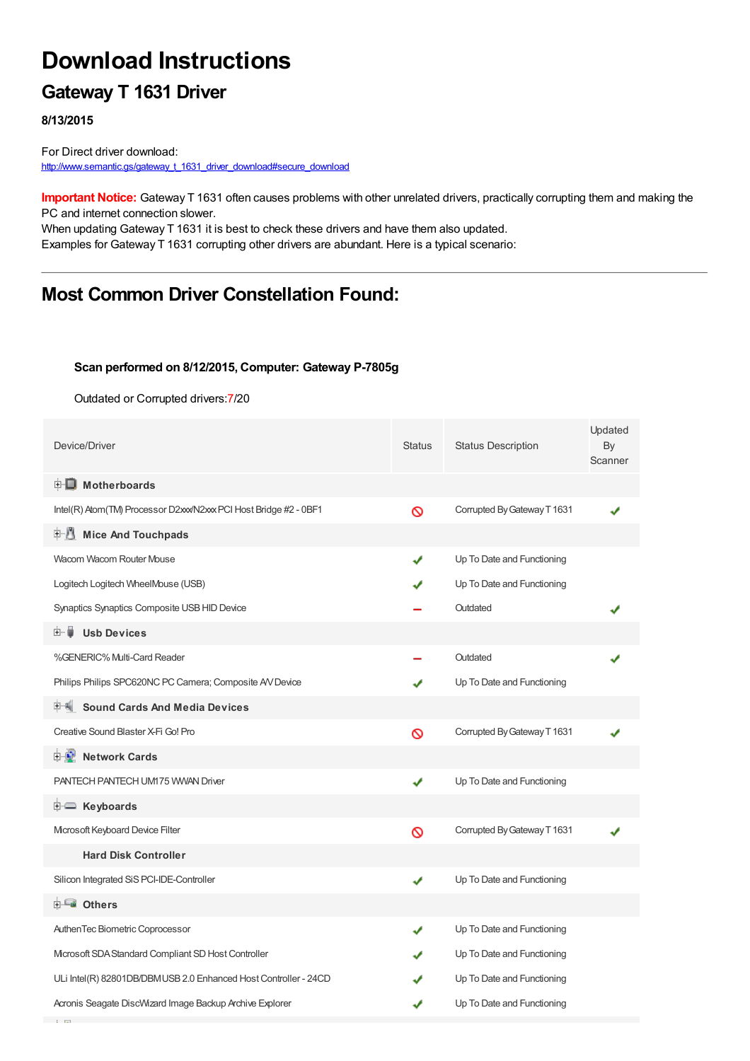# Download Instructions

## Gateway T 1631 Driver

**8/13/2015**

For Direct driver download:
http://www.semantic.gs/gateway_t_1631_driver_download#secure_download

**Important Notice:** Gateway T 1631 often causes problems with other unrelated drivers, practically corrupting them and making the PC and internet connection slower.
When updating Gateway T 1631 it is best to check these drivers and have them also updated.
Examples for Gateway T 1631 corrupting other drivers are abundant. Here is a typical scenario:

## Most Common Driver Constellation Found:

**Scan performed on 8/12/2015, Computer: Gateway P-7805g**

Outdated or Corrupted drivers:7/20

| Device/Driver | Status | Status Description | Updated By Scanner |
|---|---|---|---|
| **Motherboards** | | | |
| Intel(R) Atom(TM) Processor D2xxx/N2xxx PCI Host Bridge #2 - 0BF1 | ⊘ | Corrupted By Gateway T 1631 | ✔ |
| **Mice And Touchpads** | | | |
| Wacom Wacom Router Mouse | ✔ | Up To Date and Functioning | |
| Logitech Logitech WheelMouse (USB) | ✔ | Up To Date and Functioning | |
| Synaptics Synaptics Composite USB HID Device | – | Outdated | ✔ |
| **Usb Devices** | | | |
| %GENERIC% Multi-Card Reader | – | Outdated | ✔ |
| Philips Philips SPC620NC PC Camera; Composite A/V Device | ✔ | Up To Date and Functioning | |
| **Sound Cards And Media Devices** | | | |
| Creative Sound Blaster X-Fi Go! Pro | ⊘ | Corrupted By Gateway T 1631 | ✔ |
| **Network Cards** | | | |
| PANTECH PANTECH UM175 WWAN Driver | ✔ | Up To Date and Functioning | |
| **Keyboards** | | | |
| Microsoft Keyboard Device Filter | ⊘ | Corrupted By Gateway T 1631 | ✔ |
| **Hard Disk Controller** | | | |
| Silicon Integrated SiS PCI-IDE-Controller | ✔ | Up To Date and Functioning | |
| **Others** | | | |
| AuthenTec Biometric Coprocessor | ✔ | Up To Date and Functioning | |
| Microsoft SDA Standard Compliant SD Host Controller | ✔ | Up To Date and Functioning | |
| ULi Intel(R) 82801DB/DBM USB 2.0 Enhanced Host Controller - 24CD | ✔ | Up To Date and Functioning | |
| Acronis Seagate DiscWizard Image Backup Archive Explorer | ✔ | Up To Date and Functioning | |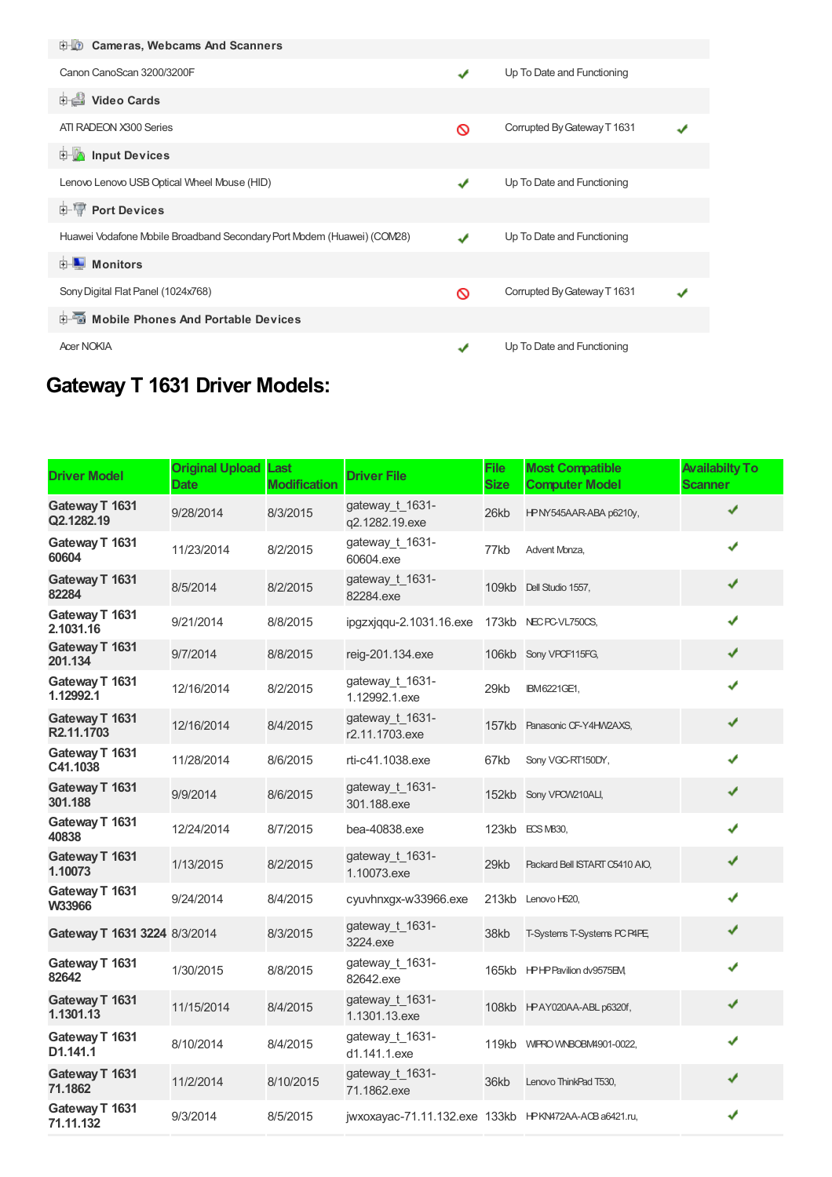| | | | |
|---|---|---|---|
| **Cameras, Webcams And Scanners** | | | |
| Canon CanoScan 3200/3200F | ✔ | Up To Date and Functioning | |
| **Video Cards** | | | |
| ATI RADEON X300 Series | ⊘ | Corrupted By Gateway T 1631 | ✔ |
| **Input Devices** | | | |
| Lenovo Lenovo USB Optical Wheel Mouse (HID) | ✔ | Up To Date and Functioning | |
| **Port Devices** | | | |
| Huawei Vodafone Mobile Broadband Secondary Port Modem (Huawei) (COM28) | ✔ | Up To Date and Functioning | |
| **Monitors** | | | |
| Sony Digital Flat Panel (1024x768) | ⊘ | Corrupted By Gateway T 1631 | ✔ |
| **Mobile Phones And Portable Devices** | | | |
| Acer NOKIA | ✔ | Up To Date and Functioning | |

## Gateway T 1631 Driver Models:

| Driver Model | Original Upload Date | Last Modification | Driver File | File Size | Most Compatible Computer Model | Availabilty To Scanner |
|---|---|---|---|---|---|---|
| **Gateway T 1631 Q2.1282.19** | 9/28/2014 | 8/3/2015 | gateway_t_1631-q2.1282.19.exe | 26kb | HP NY545AAR-ABA p6210y, | ✔ |
| **Gateway T 1631 60604** | 11/23/2014 | 8/2/2015 | gateway_t_1631-60604.exe | 77kb | Advent Monza, | ✔ |
| **Gateway T 1631 82284** | 8/5/2014 | 8/2/2015 | gateway_t_1631-82284.exe | 109kb | Dell Studio 1557, | ✔ |
| **Gateway T 1631 2.1031.16** | 9/21/2014 | 8/8/2015 | ipgzxjqqu-2.1031.16.exe | 173kb | NEC PC-VL750CS, | ✔ |
| **Gateway T 1631 201.134** | 9/7/2014 | 8/8/2015 | reig-201.134.exe | 106kb | Sony VPCF115FG, | ✔ |
| **Gateway T 1631 1.12992.1** | 12/16/2014 | 8/2/2015 | gateway_t_1631-1.12992.1.exe | 29kb | IBM 6221GE1, | ✔ |
| **Gateway T 1631 R2.11.1703** | 12/16/2014 | 8/4/2015 | gateway_t_1631-r2.11.1703.exe | 157kb | Panasonic CF-Y4HW2AXS, | ✔ |
| **Gateway T 1631 C41.1038** | 11/28/2014 | 8/6/2015 | rti-c41.1038.exe | 67kb | Sony VGC-RT150DY, | ✔ |
| **Gateway T 1631 301.188** | 9/9/2014 | 8/6/2015 | gateway_t_1631-301.188.exe | 152kb | Sony VPCW210ALI, | ✔ |
| **Gateway T 1631 40838** | 12/24/2014 | 8/7/2015 | bea-40838.exe | 123kb | ECS M830, | ✔ |
| **Gateway T 1631 1.10073** | 1/13/2015 | 8/2/2015 | gateway_t_1631-1.10073.exe | 29kb | Packard Bell ISTART C5410 AIO, | ✔ |
| **Gateway T 1631 W33966** | 9/24/2014 | 8/4/2015 | cyuvhnxgx-w33966.exe | 213kb | Lenovo H520, | ✔ |
| **Gateway T 1631 3224** | 8/3/2014 | 8/3/2015 | gateway_t_1631-3224.exe | 38kb | T-Systems T-Systems PC P4PE, | ✔ |
| **Gateway T 1631 82642** | 1/30/2015 | 8/8/2015 | gateway_t_1631-82642.exe | 165kb | HP HP Pavilion dv9575EM, | ✔ |
| **Gateway T 1631 1.1301.13** | 11/15/2014 | 8/4/2015 | gateway_t_1631-1.1301.13.exe | 108kb | HP AY020AA-ABL p6320f, | ✔ |
| **Gateway T 1631 D1.141.1** | 8/10/2014 | 8/4/2015 | gateway_t_1631-d1.141.1.exe | 119kb | WIPRO WNBOBM4901-0022, | ✔ |
| **Gateway T 1631 71.1862** | 11/2/2014 | 8/10/2015 | gateway_t_1631-71.1862.exe | 36kb | Lenovo ThinkPad T530, | ✔ |
| **Gateway T 1631 71.11.132** | 9/3/2014 | 8/5/2015 | jwxoxayac-71.11.132.exe | 133kb | HP KN472AA-ACB a6421.ru, | ✔ |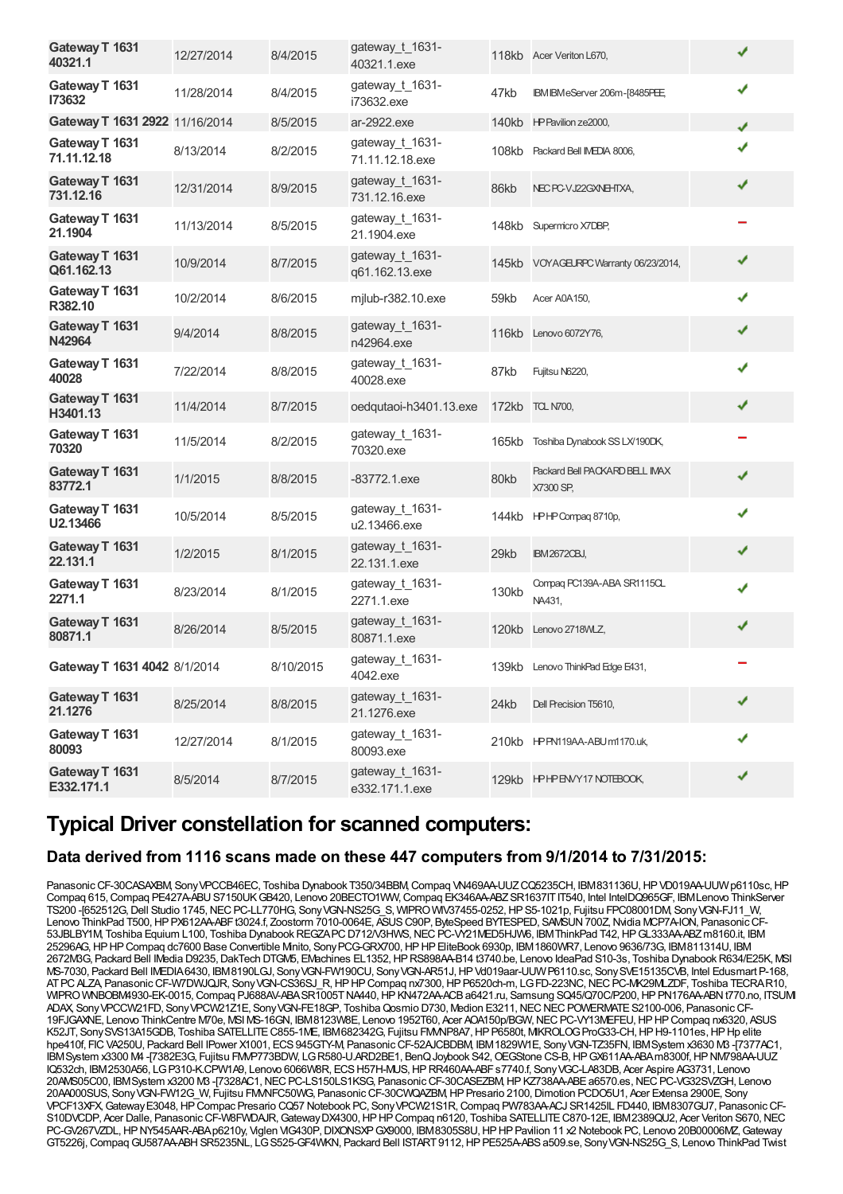| | | | | | | |
|---|---|---|---|---|---|---|
| **Gateway T 1631 40321.1** | 12/27/2014 | 8/4/2015 | gateway_t_1631-40321.1.exe | 118kb | Acer Veriton L670, | ✔ |
| **Gateway T 1631 I73632** | 11/28/2014 | 8/4/2015 | gateway_t_1631-i73632.exe | 47kb | IBM IBM eServer 206m-[8485PEE, | ✔ |
| **Gateway T 1631 2922** | 11/16/2014 | 8/5/2015 | ar-2922.exe | 140kb | HP Pavilion ze2000, | ✔ |
| **Gateway T 1631 71.11.12.18** | 8/13/2014 | 8/2/2015 | gateway_t_1631-71.11.12.18.exe | 108kb | Packard Bell IMEDIA 8006, | ✔ |
| **Gateway T 1631 731.12.16** | 12/31/2014 | 8/9/2015 | gateway_t_1631-731.12.16.exe | 86kb | NEC PC-VJ22GXNEHTXA, | ✔ |
| **Gateway T 1631 21.1904** | 11/13/2014 | 8/5/2015 | gateway_t_1631-21.1904.exe | 148kb | Supermicro X7DBP, | − |
| **Gateway T 1631 Q61.162.13** | 10/9/2014 | 8/7/2015 | gateway_t_1631-q61.162.13.exe | 145kb | VOYAGEURPC Warranty 06/23/2014, | ✔ |
| **Gateway T 1631 R382.10** | 10/2/2014 | 8/6/2015 | mjlub-r382.10.exe | 59kb | Acer A0A150, | ✔ |
| **Gateway T 1631 N42964** | 9/4/2014 | 8/8/2015 | gateway_t_1631-n42964.exe | 116kb | Lenovo 6072Y76, | ✔ |
| **Gateway T 1631 40028** | 7/22/2014 | 8/8/2015 | gateway_t_1631-40028.exe | 87kb | Fujitsu N6220, | ✔ |
| **Gateway T 1631 H3401.13** | 11/4/2014 | 8/7/2015 | oedqutaoi-h3401.13.exe | 172kb | TCL N700, | ✔ |
| **Gateway T 1631 70320** | 11/5/2014 | 8/2/2015 | gateway_t_1631-70320.exe | 165kb | Toshiba Dynabook SS LX/190DK, | − |
| **Gateway T 1631 83772.1** | 1/1/2015 | 8/8/2015 | -83772.1.exe | 80kb | Packard Bell PACKARD BELL IMAX X7300 SP, | ✔ |
| **Gateway T 1631 U2.13466** | 10/5/2014 | 8/5/2015 | gateway_t_1631-u2.13466.exe | 144kb | HP HP Compaq 8710p, | ✔ |
| **Gateway T 1631 22.131.1** | 1/2/2015 | 8/1/2015 | gateway_t_1631-22.131.1.exe | 29kb | IBM 2672CBJ, | ✔ |
| **Gateway T 1631 2271.1** | 8/23/2014 | 8/1/2015 | gateway_t_1631-2271.1.exe | 130kb | Compaq PC139A-ABA SR1115CL NA431, | ✔ |
| **Gateway T 1631 80871.1** | 8/26/2014 | 8/5/2015 | gateway_t_1631-80871.1.exe | 120kb | Lenovo 2718WLZ, | ✔ |
| **Gateway T 1631 4042** | 8/1/2014 | 8/10/2015 | gateway_t_1631-4042.exe | 139kb | Lenovo ThinkPad Edge E431, | − |
| **Gateway T 1631 21.1276** | 8/25/2014 | 8/8/2015 | gateway_t_1631-21.1276.exe | 24kb | Dell Precision T5610, | ✔ |
| **Gateway T 1631 80093** | 12/27/2014 | 8/1/2015 | gateway_t_1631-80093.exe | 210kb | HP PN119AA-ABU m1170.uk, | ✔ |
| **Gateway T 1631 E332.171.1** | 8/5/2014 | 8/7/2015 | gateway_t_1631-e332.171.1.exe | 129kb | HP HP ENVY17 NOTEBOOK, | ✔ |

## Typical Driver constellation for scanned computers:

### Data derived from 1116 scans made on these 447 computers from 9/1/2014 to 7/31/2015:

Panasonic CF-30CASAXBM, Sony VPCCB46EC, Toshiba Dynabook T350/34BBM, Compaq VN469AA-UUZ CQ5235CH, IBM 831136U, HP VD019AA-UUW p6110sc, HP Compaq 615, Compaq PE427A-ABU S7150UK GB420, Lenovo 20BECTO1WW, Compaq EK346AA-ABZ SR1637IT IT540, Intel IntelDQ965GF, IBM Lenovo ThinkServer TS200 -[652512G, Dell Studio 1745, NEC PC-LL770HG, Sony VGN-NS25G_S, WIPRO WIV37455-0252, HP S5-1021p, Fujitsu FPC08001DM, Sony VGN-FJ11_W, Lenovo ThinkPad T500, HP PX612AA-ABF t3024.f, Zoostorm 7010-0064E, ASUS C90P, ByteSpeed BYTESPED, SAMSUN 700Z, Nvidia MCP7A-ION, Panasonic CF-53JBLBY1M, Toshiba Equium L100, Toshiba Dynabook REGZA PC D712/V3HWS, NEC PC-VY21MED5HJW6, IBM ThinkPad T42, HP GL333AA-ABZ m8160.it, IBM 25296AG, HP HP Compaq dc7600 Base Convertible Minito, Sony PCG-GRX700, HP HP EliteBook 6930p, IBM 1860WR7, Lenovo 9636/73G, IBM 811314U, IBM 2672M3G, Packard Bell IMedia D9235, DakTech DTGM5, EMachines EL1352, HP RS898AA-B14 t3740.be, Lenovo IdeaPad S10-3s, Toshiba Dynabook R634/E25K, MSI MS-7030, Packard Bell IMEDIA 6430, IBM 8190LGJ, Sony VGN-FW190CU, Sony VGN-AR51J, HP Vd019aar-UUW P6110.sc, Sony SVE15135CVB, Intel Edusmart P-168, AT PC ALZA, Panasonic CF-W7DWJQJR, Sony VGN-CS36SJ_R, HP HP Compaq nx7300, HP P6520ch-m, LG FD-223NC, NEC PC-MK29MLZDF, Toshiba TECRA R10, WIPRO WNBOBM4930-EK-0015, Compaq PJ688AV-ABA SR1005T NA440, HP KN472AA-ACB a6421.ru, Samsung SQ45/Q70C/P200, HP PN176AA-ABN t770.no, ITSUMI ADAX, Sony VPCCW21FD, Sony VPCW21Z1E, Sony VGN-FE18GP, Toshiba Qosmio D730, Medion E3211, NEC NEC POWERMATE S2100-006, Panasonic CF-19FJGAXNE, Lenovo ThinkCentre M70e, MSI MS-16GN, IBM 8123W8E, Lenovo 1952T60, Acer AOA150p/BGW, NEC PC-VY13MEFEU, HP HP Compaq nx6320, ASUS K52JT, Sony SVS13A15GDB, Toshiba SATELLITE C855-1ME, IBM 682342G, Fujitsu FMVNP8A7, HP P6580t, MIKROLOG ProG33-CH, HP H9-1101es, HP Hp elite hpe410f, FIC VA250U, Packard Bell IPower X1001, ECS 945GTY-M, Panasonic CF-52AJCBDBM, IBM 1829W1E, Sony VGN-TZ35FN, IBM System x3630 M3 -[7377AC1, IBM System x3300 M4 -[7382E3G, Fujitsu FMVP773BDW, LG R580-U.ARD2BE1, BenQ Joybook S42, OEGStone CS-B, HP GX611AA-ABA m8300f, HP NM798AA-UUZ IQ532ch, IBM 2530A56, LG P310-K.CPW1A9, Lenovo 6066W8R, ECS H57H-MUS, HP RR460AA-ABF s7740.f, Sony VGC-LA83DB, Acer Aspire AG3731, Lenovo 20AMS05C00, IBM System x3200 M3 -[7328AC1, NEC PC-LS150LS1KSG, Panasonic CF-30CASEZBM, HP KZ738AA-ABE a6570.es, NEC PC-VG32SVZGH, Lenovo 20AA000SUS, Sony VGN-FW12G_W, Fujitsu FMVNFC50WG, Panasonic CF-30CWQAZBM, HP Presario 2100, Dimotion PCDO5U1, Acer Extensa 2900E, Sony VPCF13XFX, Gateway E3048, HP Compac Presario CQ57 Notebook PC, Sony VPCW21S1R, Compaq PW783AA-ACJ SR1425IL FD440, IBM 8307GU7, Panasonic CF-S10DVCDP, Acer Dalle, Panasonic CF-W8FWDAJR, Gateway DX4300, HP HP Compaq n6120, Toshiba SATELLITE C870-12E, IBM 2389QU2, Acer Veriton S670, NEC PC-GV267VZDL, HP NY545AAR-ABA p6210y, Viglen VIG430P, DIXONSXP GX9000, IBM 8305S8U, HP HP Pavilion 11 x2 Notebook PC, Lenovo 20B00006MZ, Gateway GT5226j, Compaq GU587AA-ABH SR5235NL, LG S525-GF4WKN, Packard Bell ISTART 9112, HP PE525A-ABS a509.se, Sony VGN-NS25G_S, Lenovo ThinkPad Twist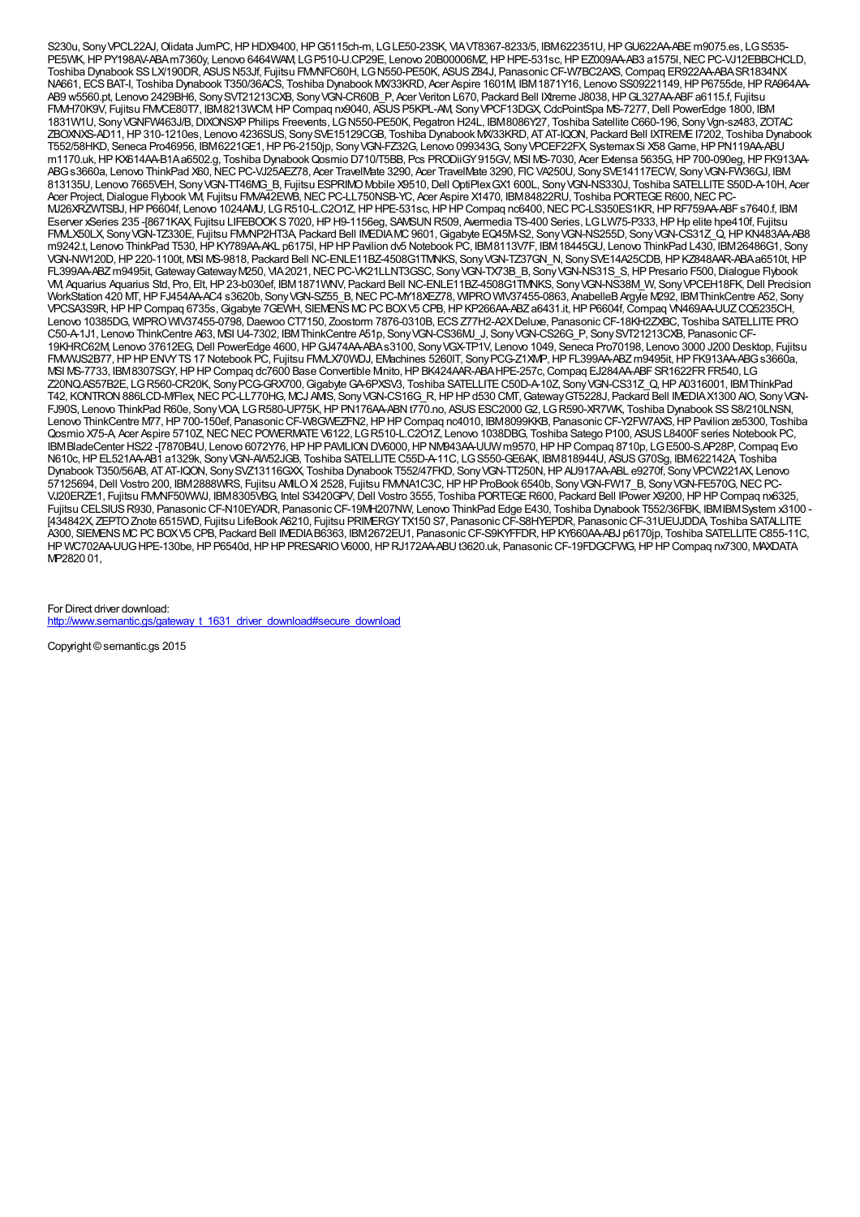S230u, Sony VPCL22AJ, Olidata JumPC, HP HDX9400, HP G5115ch-m, LG LE50-23SK, VIA VT8367-8233/5, IBM 622351U, HP GU622AA-ABE m9075.es, LG S535-PE5WK, HP PY198AV-ABA m7360y, Lenovo 6464WAM, LG P510-U.CP29E, Lenovo 20B00006MZ, HP HPE-531sc, HP EZ009AA-AB3 a1575l, NEC PC-VJ12EBBCHCLD, Toshiba Dynabook SS LX/190DR, ASUS N53Jf, Fujitsu FMVNFC60H, LG N550-PE50K, ASUS Z84J, Panasonic CF-W7BC2AXS, Compaq ER922AA-ABA SR1834NX NA661, ECS BAT-I, Toshiba Dynabook T350/36ACS, Toshiba Dynabook MX/33KRD, Acer Aspire 1601M, IBM 1871Y16, Lenovo SS09221149, HP P6755de, HP RA964AA-AB9 w5560.pt, Lenovo 2429BH6, Sony SVT21213CXB, Sony VGN-CR60B_P, Acer Veriton L670, Packard Bell IXtreme J8038, HP GL327AA-ABF a6115.f, Fujitsu FMVH70K9V, Fujitsu FMVCE80T7, IBM 8213WCM, HP Compaq nx9040, ASUS P5KPL-AM, Sony VPCF13DGX, CdcPointSpa MS-7277, Dell PowerEdge 1800, IBM 1831W1U, Sony VGNFW463J/B, DIXONSXP Philips Freevents, LG N550-PE50K, Pegatron H24L, IBM 8086Y27, Toshiba Satellite C660-196, Sony Vgn-sz483, ZOTAC ZBOXNXS-AD11, HP 310-1210es, Lenovo 4236SUS, Sony SVE15129CGB, Toshiba Dynabook MX/33KRD, AT AT-IQON, Packard Bell IXTREME I7202, Toshiba Dynabook T552/58HKD, Seneca Pro46956, IBM 6221GE1, HP P6-2150jp, Sony VGN-FZ32G, Lenovo 099343G, Sony VPCEF22FX, Systemax Si X58 Game, HP PN119AA-ABU m1170.uk, HP KX614AA-B1A a6502.g, Toshiba Dynabook Qosmio D710/T5BB, Pcs PRODiiGY 915GV, MSI MS-7030, Acer Extensa 5635G, HP 700-090eg, HP FK913AA-ABG s3660a, Lenovo ThinkPad X60, NEC PC-VJ25AEZ78, Acer TravelMate 3290, Acer TravelMate 3290, FIC VA250U, Sony SVE14117ECW, Sony VGN-FW36GJ, IBM 813135U, Lenovo 7665VEH, Sony VGN-TT46MG_B, Fujitsu ESPRIMO Mobile X9510, Dell OptiPlex GX1 600L, Sony VGN-NS330J, Toshiba SATELLITE S50D-A-10H, Acer Acer Project, Dialogue Flybook VM, Fujitsu FMVA42EWB, NEC PC-LL750NSB-YC, Acer Aspire X1470, IBM 84822RU, Toshiba PORTEGE R600, NEC PC-MJ26XRZWTSBJ, HP P6604f, Lenovo 1024AMU, LG R510-L.C2O1Z, HP HPE-531sc, HP HP Compaq nc6400, NEC PC-LS350ES1KR, HP RF759AA-ABF s7640.f, IBM Eserver xSeries 235 -[8671KAX, Fujitsu LIFEBOOK S 7020, HP H9-1156eg, SAMSUN R509, Avermedia TS-400 Series, LG LW75-P333, HP Hp elite hpe410f, Fujitsu FMVLX50LX, Sony VGN-TZ330E, Fujitsu FMVNP2HT3A, Packard Bell IMEDIA MC 9601, Gigabyte EQ45M-S2, Sony VGN-NS255D, Sony VGN-CS31Z_Q, HP KN483AA-AB8 m9242.t, Lenovo ThinkPad T530, HP KY789AA-AKL p6175l, HP HP Pavilion dv5 Notebook PC, IBM 8113V7F, IBM 18445GU, Lenovo ThinkPad L430, IBM 26486G1, Sony VGN-NW120D, HP 220-1100t, MSI MS-9818, Packard Bell NC-ENLE11BZ-4508G1TMNKS, Sony VGN-TZ37GN_N, Sony SVE14A25CDB, HP KZ848AAR-ABA a6510t, HP FL399AA-ABZ m9495it, Gateway Gateway M250, VIA 2021, NEC PC-VK21LLNT3GSC, Sony VGN-TX73B_B, Sony VGN-NS31S_S, HP Presario F500, Dialogue Flybook VM, Aquarius Aquarius Std, Pro, Elt, HP 23-b030ef, IBM 1871WNV, Packard Bell NC-ENLE11BZ-4508G1TMNKS, Sony VGN-NS38M_W, Sony VPCEH18FK, Dell Precision WorkStation 420 MT, HP FJ454AA-AC4 s3620b, Sony VGN-SZ55_B, NEC PC-MY18XEZ78, WIPRO WIV37455-0863, AnabelleB Argyle M292, IBM ThinkCentre A52, Sony VPCSA3S9R, HP HP Compaq 6735s, Gigabyte 7GEWH, SIEMENS MC PC BOX V5 CPB, HP KP266AA-ABZ a6431.it, HP P6604f, Compaq VN469AA-UUZ CQ5235CH, Lenovo 10385DG, WIPRO WIV37455-0798, Daewoo CT7150, Zoostorm 7876-0310B, ECS Z77H2-A2X Deluxe, Panasonic CF-18KH2ZXBC, Toshiba SATELLITE PRO C50-A-1J1, Lenovo ThinkCentre A63, MSI U4-7302, IBM ThinkCentre A51p, Sony VGN-CS36MJ_J, Sony VGN-CS26G_P, Sony SVT21213CXB, Panasonic CF-19KHRC62M, Lenovo 37612EG, Dell PowerEdge 4600, HP GJ474AA-ABA s3100, Sony VGX-TP1V, Lenovo 1049, Seneca Pro70198, Lenovo 3000 J200 Desktop, Fujitsu FMVWJS2B77, HP HP ENVY TS 17 Notebook PC, Fujitsu FMVLX70WDJ, EMachines 5260IT, Sony PCG-Z1XMP, HP FL399AA-ABZ m9495it, HP FK913AA-ABG s3660a, MSI MS-7733, IBM 8307SGY, HP HP Compaq dc7600 Base Convertible Minito, HP BK424AAR-ABA HPE-257c, Compaq EJ284AA-ABF SR1622FR FR540, LG Z20NQ.AS57B2E, LG R560-CR20K, Sony PCG-GRX700, Gigabyte GA-6PXSV3, Toshiba SATELLITE C50D-A-10Z, Sony VGN-CS31Z_Q, HP A0316001, IBM ThinkPad T42, KONTRON 886LCD-M/Flex, NEC PC-LL770HG, MCJ AMIS, Sony VGN-CS16G_R, HP HP d530 CMT, Gateway GT5228J, Packard Bell IMEDIA X1300 AIO, Sony VGN-FJ90S, Lenovo ThinkPad R60e, Sony VOA, LG R580-UP75K, HP PN176AA-ABN t770.no, ASUS ESC2000 G2, LG R590-XR7WK, Toshiba Dynabook SS S8/210LNSN, Lenovo ThinkCentre M77, HP 700-150ef, Panasonic CF-W8GWEZFN2, HP HP Compaq nc4010, IBM 8099KKB, Panasonic CF-Y2FW7AXS, HP Pavilion ze5300, Toshiba Qosmio X75-A, Acer Aspire 5710Z, NEC NEC POWERMATE V6122, LG R510-L.C2O1Z, Lenovo 1038DBG, Toshiba Satego P100, ASUS L8400F series Notebook PC, IBM BladeCenter HS22 -[7870B4U, Lenovo 6072Y76, HP HP PAVILION DV6000, HP NM943AA-UUW m9570, HP HP Compaq 8710p, LG E500-S.AP28P, Compaq Evo N610c, HP EL521AA-AB1 a1329k, Sony VGN-AW52JGB, Toshiba SATELLITE C55D-A-11C, LG S550-GE6AK, IBM 818944U, ASUS G70Sg, IBM 622142A, Toshiba Dynabook T350/56AB, AT AT-IQON, Sony SVZ13116GXX, Toshiba Dynabook T552/47FKD, Sony VGN-TT250N, HP AU917AA-ABL e9270f, Sony VPCW221AX, Lenovo 57125694, Dell Vostro 200, IBM 2888WRS, Fujitsu AMILO Xi 2528, Fujitsu FMVNA1C3C, HP HP ProBook 6540b, Sony VGN-FW17_B, Sony VGN-FE570G, NEC PC-VJ20ERZE1, Fujitsu FMVNF50WWJ, IBM 8305VBG, Intel S3420GPV, Dell Vostro 3555, Toshiba PORTEGE R600, Packard Bell IPower X9200, HP HP Compaq nx6325, Fujitsu CELSIUS R930, Panasonic CF-N10EYADR, Panasonic CF-19MH207NW, Lenovo ThinkPad Edge E430, Toshiba Dynabook T552/36FBK, IBM IBM System x3100 -[434842X, ZEPTO Znote 6515WD, Fujitsu LifeBook A6210, Fujitsu PRIMERGY TX150 S7, Panasonic CF-S8HYEPDR, Panasonic CF-31UEUJDDA, Toshiba SATALLITE A300, SIEMENS MC PC BOX V5 CPB, Packard Bell IMEDIA B6363, IBM 2672EU1, Panasonic CF-S9KYFFDR, HP KY660AA-ABJ p6170jp, Toshiba SATELLITE C855-11C, HP WC702AA-UUG HPE-130be, HP P6540d, HP HP PRESARIO V6000, HP RJ172AA-ABU t3620.uk, Panasonic CF-19FDGCFWG, HP HP Compaq nx7300, MAXDATA MP2820 01,

For Direct driver download:
[http://www.semantic.gs/gateway_t_1631_driver_download#secure_download](http://www.semantic.gs/gateway_t_1631_driver_download#secure_download)

Copyright © semantic.gs 2015